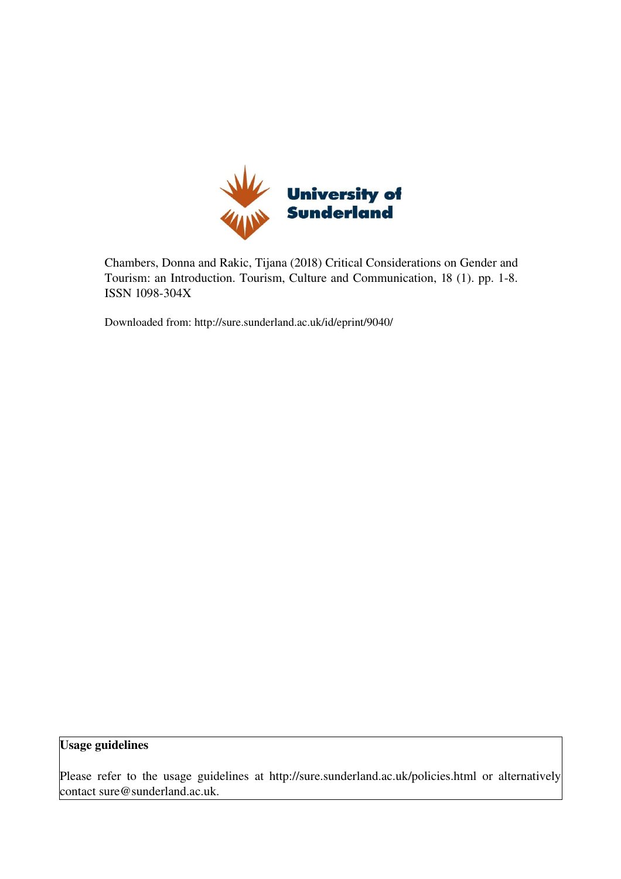University of Sunderland

Chambers, Donna and Rakic, Tijana (2018) Critical Considerations on Gender and Tourism: an Introduction. Tourism, Culture and Communication, 18 (1). pp. 1-8. ISSN 1098-304X

Downloaded from: http://sure.sunderland.ac.uk/id/eprint/9040/

**Usage guidelines**

Please refer to the usage guidelines at http://sure.sunderland.ac.uk/policies.html or alternatively contact sure@sunderland.ac.uk.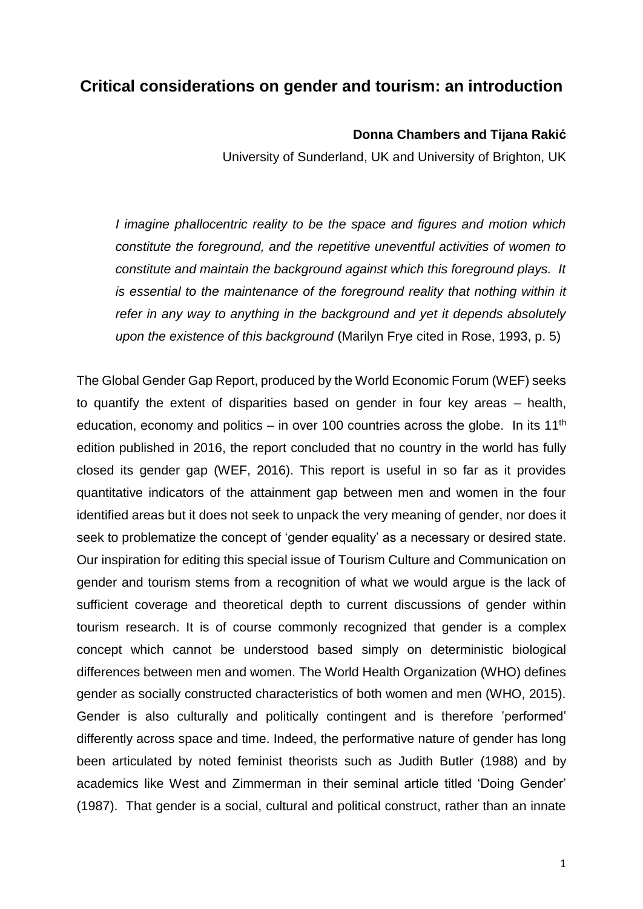## Critical considerations on gender and tourism: an introduction

**Donna Chambers and Tijana Rakić**

University of Sunderland, UK and University of Brighton, UK

> *I imagine phallocentric reality to be the space and figures and motion which constitute the foreground, and the repetitive uneventful activities of women to constitute and maintain the background against which this foreground plays. It is essential to the maintenance of the foreground reality that nothing within it refer in any way to anything in the background and yet it depends absolutely upon the existence of this background* (Marilyn Frye cited in Rose, 1993, p. 5)

The Global Gender Gap Report, produced by the World Economic Forum (WEF) seeks to quantify the extent of disparities based on gender in four key areas – health, education, economy and politics – in over 100 countries across the globe. In its 11th edition published in 2016, the report concluded that no country in the world has fully closed its gender gap (WEF, 2016). This report is useful in so far as it provides quantitative indicators of the attainment gap between men and women in the four identified areas but it does not seek to unpack the very meaning of gender, nor does it seek to problematize the concept of 'gender equality' as a necessary or desired state. Our inspiration for editing this special issue of Tourism Culture and Communication on gender and tourism stems from a recognition of what we would argue is the lack of sufficient coverage and theoretical depth to current discussions of gender within tourism research. It is of course commonly recognized that gender is a complex concept which cannot be understood based simply on deterministic biological differences between men and women. The World Health Organization (WHO) defines gender as socially constructed characteristics of both women and men (WHO, 2015). Gender is also culturally and politically contingent and is therefore 'performed' differently across space and time. Indeed, the performative nature of gender has long been articulated by noted feminist theorists such as Judith Butler (1988) and by academics like West and Zimmerman in their seminal article titled 'Doing Gender' (1987). That gender is a social, cultural and political construct, rather than an innate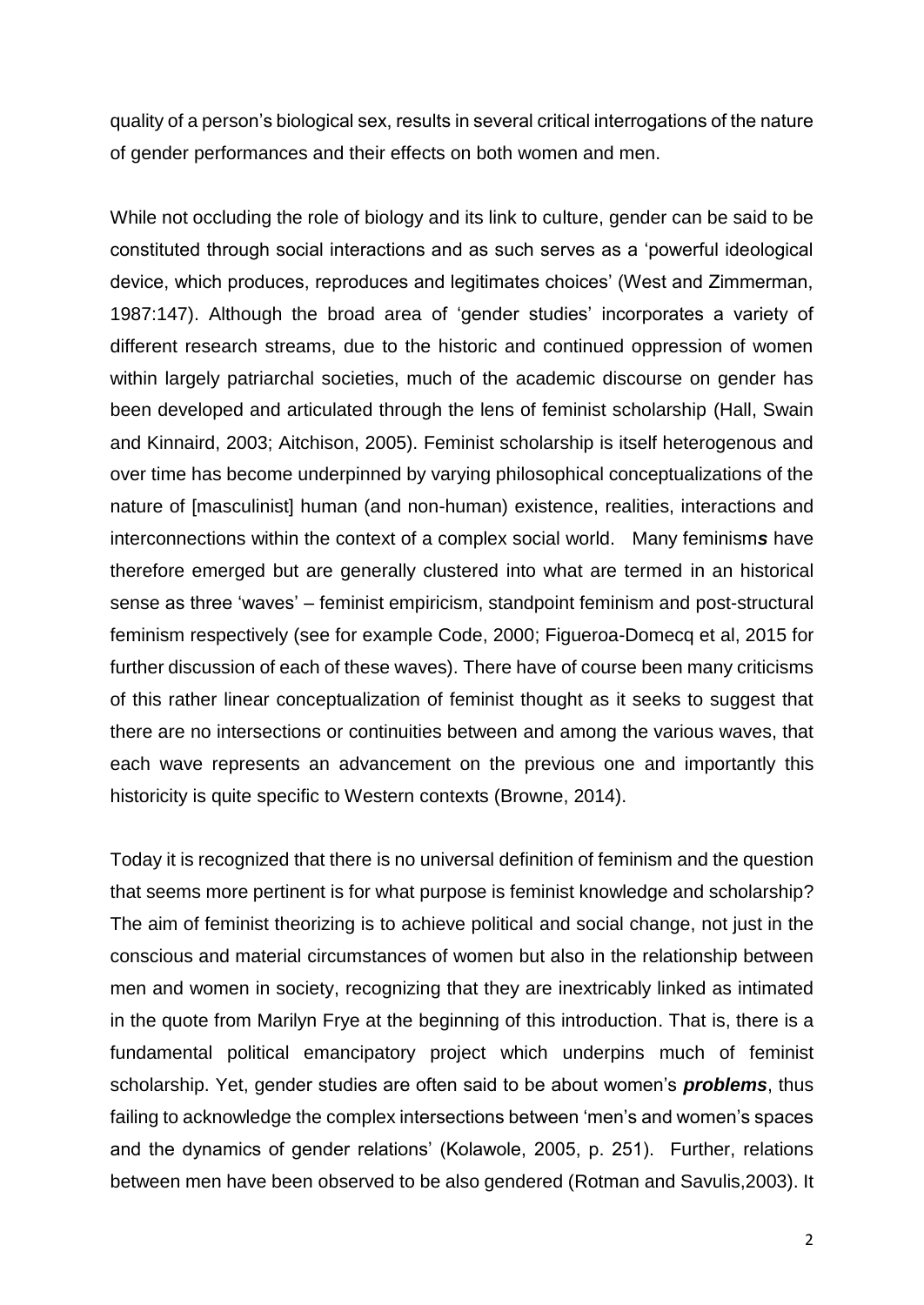quality of a person's biological sex, results in several critical interrogations of the nature of gender performances and their effects on both women and men.

While not occluding the role of biology and its link to culture, gender can be said to be constituted through social interactions and as such serves as a 'powerful ideological device, which produces, reproduces and legitimates choices' (West and Zimmerman, 1987:147). Although the broad area of 'gender studies' incorporates a variety of different research streams, due to the historic and continued oppression of women within largely patriarchal societies, much of the academic discourse on gender has been developed and articulated through the lens of feminist scholarship (Hall, Swain and Kinnaird, 2003; Aitchison, 2005). Feminist scholarship is itself heterogenous and over time has become underpinned by varying philosophical conceptualizations of the nature of [masculinist] human (and non-human) existence, realities, interactions and interconnections within the context of a complex social world. Many feminism***s*** have therefore emerged but are generally clustered into what are termed in an historical sense as three 'waves' – feminist empiricism, standpoint feminism and post-structural feminism respectively (see for example Code, 2000; Figueroa-Domecq et al, 2015 for further discussion of each of these waves). There have of course been many criticisms of this rather linear conceptualization of feminist thought as it seeks to suggest that there are no intersections or continuities between and among the various waves, that each wave represents an advancement on the previous one and importantly this historicity is quite specific to Western contexts (Browne, 2014).

Today it is recognized that there is no universal definition of feminism and the question that seems more pertinent is for what purpose is feminist knowledge and scholarship? The aim of feminist theorizing is to achieve political and social change, not just in the conscious and material circumstances of women but also in the relationship between men and women in society, recognizing that they are inextricably linked as intimated in the quote from Marilyn Frye at the beginning of this introduction. That is, there is a fundamental political emancipatory project which underpins much of feminist scholarship. Yet, gender studies are often said to be about women's ***problems***, thus failing to acknowledge the complex intersections between 'men's and women's spaces and the dynamics of gender relations' (Kolawole, 2005, p. 251). Further, relations between men have been observed to be also gendered (Rotman and Savulis,2003). It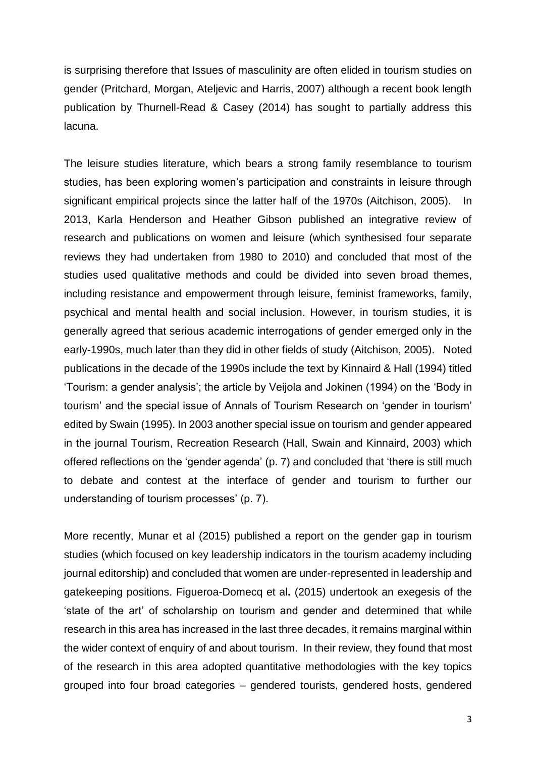is surprising therefore that Issues of masculinity are often elided in tourism studies on gender (Pritchard, Morgan, Ateljevic and Harris, 2007) although a recent book length publication by Thurnell-Read & Casey (2014) has sought to partially address this lacuna.

The leisure studies literature, which bears a strong family resemblance to tourism studies, has been exploring women's participation and constraints in leisure through significant empirical projects since the latter half of the 1970s (Aitchison, 2005). In 2013, Karla Henderson and Heather Gibson published an integrative review of research and publications on women and leisure (which synthesised four separate reviews they had undertaken from 1980 to 2010) and concluded that most of the studies used qualitative methods and could be divided into seven broad themes, including resistance and empowerment through leisure, feminist frameworks, family, psychical and mental health and social inclusion. However, in tourism studies, it is generally agreed that serious academic interrogations of gender emerged only in the early-1990s, much later than they did in other fields of study (Aitchison, 2005). Noted publications in the decade of the 1990s include the text by Kinnaird & Hall (1994) titled 'Tourism: a gender analysis'; the article by Veijola and Jokinen (1994) on the 'Body in tourism' and the special issue of Annals of Tourism Research on 'gender in tourism' edited by Swain (1995). In 2003 another special issue on tourism and gender appeared in the journal Tourism, Recreation Research (Hall, Swain and Kinnaird, 2003) which offered reflections on the 'gender agenda' (p. 7) and concluded that 'there is still much to debate and contest at the interface of gender and tourism to further our understanding of tourism processes' (p. 7).

More recently, Munar et al (2015) published a report on the gender gap in tourism studies (which focused on key leadership indicators in the tourism academy including journal editorship) and concluded that women are under-represented in leadership and gatekeeping positions. Figueroa-Domecq et al**.** (2015) undertook an exegesis of the 'state of the art' of scholarship on tourism and gender and determined that while research in this area has increased in the last three decades, it remains marginal within the wider context of enquiry of and about tourism. In their review, they found that most of the research in this area adopted quantitative methodologies with the key topics grouped into four broad categories – gendered tourists, gendered hosts, gendered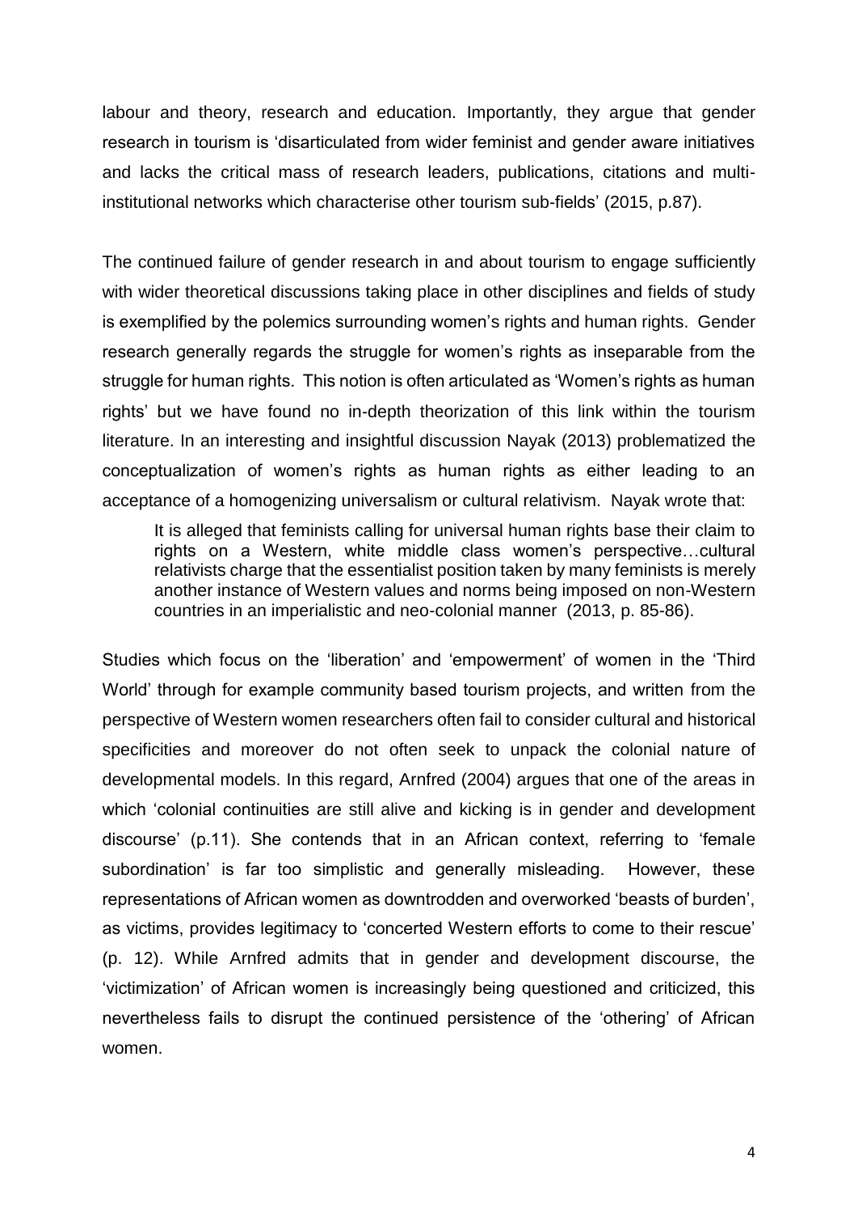labour and theory, research and education. Importantly, they argue that gender research in tourism is 'disarticulated from wider feminist and gender aware initiatives and lacks the critical mass of research leaders, publications, citations and multi-institutional networks which characterise other tourism sub-fields' (2015, p.87).

The continued failure of gender research in and about tourism to engage sufficiently with wider theoretical discussions taking place in other disciplines and fields of study is exemplified by the polemics surrounding women's rights and human rights. Gender research generally regards the struggle for women's rights as inseparable from the struggle for human rights. This notion is often articulated as 'Women's rights as human rights' but we have found no in-depth theorization of this link within the tourism literature. In an interesting and insightful discussion Nayak (2013) problematized the conceptualization of women's rights as human rights as either leading to an acceptance of a homogenizing universalism or cultural relativism. Nayak wrote that:

> It is alleged that feminists calling for universal human rights base their claim to rights on a Western, white middle class women's perspective…cultural relativists charge that the essentialist position taken by many feminists is merely another instance of Western values and norms being imposed on non-Western countries in an imperialistic and neo-colonial manner (2013, p. 85-86).

Studies which focus on the 'liberation' and 'empowerment' of women in the 'Third World' through for example community based tourism projects, and written from the perspective of Western women researchers often fail to consider cultural and historical specificities and moreover do not often seek to unpack the colonial nature of developmental models. In this regard, Arnfred (2004) argues that one of the areas in which 'colonial continuities are still alive and kicking is in gender and development discourse' (p.11). She contends that in an African context, referring to 'female subordination' is far too simplistic and generally misleading. However, these representations of African women as downtrodden and overworked 'beasts of burden', as victims, provides legitimacy to 'concerted Western efforts to come to their rescue' (p. 12). While Arnfred admits that in gender and development discourse, the 'victimization' of African women is increasingly being questioned and criticized, this nevertheless fails to disrupt the continued persistence of the 'othering' of African women.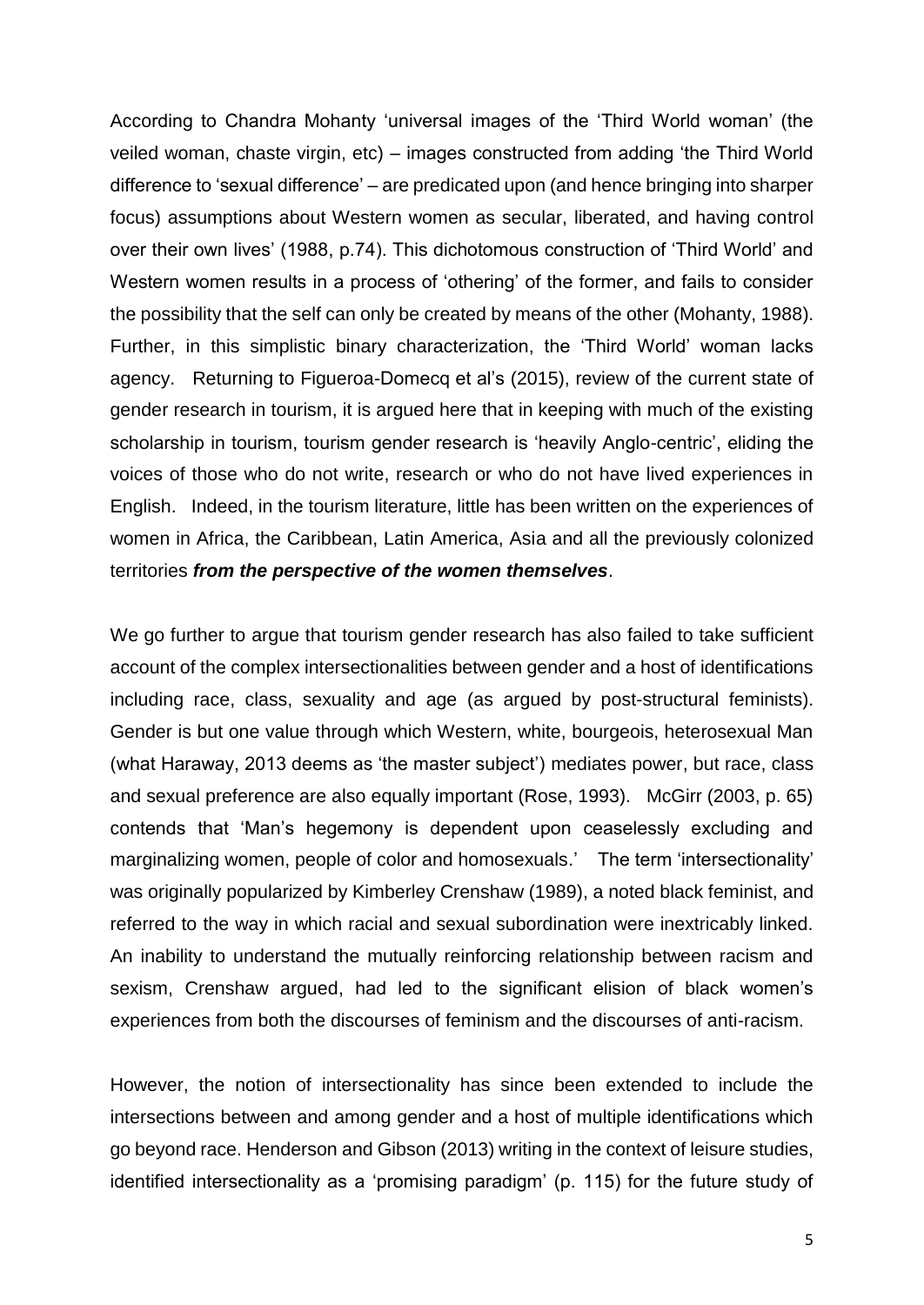According to Chandra Mohanty 'universal images of the 'Third World woman' (the veiled woman, chaste virgin, etc) – images constructed from adding 'the Third World difference to 'sexual difference' – are predicated upon (and hence bringing into sharper focus) assumptions about Western women as secular, liberated, and having control over their own lives' (1988, p.74). This dichotomous construction of 'Third World' and Western women results in a process of 'othering' of the former, and fails to consider the possibility that the self can only be created by means of the other (Mohanty, 1988). Further, in this simplistic binary characterization, the 'Third World' woman lacks agency. Returning to Figueroa-Domecq et al's (2015), review of the current state of gender research in tourism, it is argued here that in keeping with much of the existing scholarship in tourism, tourism gender research is 'heavily Anglo-centric', eliding the voices of those who do not write, research or who do not have lived experiences in English. Indeed, in the tourism literature, little has been written on the experiences of women in Africa, the Caribbean, Latin America, Asia and all the previously colonized territories ***from the perspective of the women themselves***.

We go further to argue that tourism gender research has also failed to take sufficient account of the complex intersectionalities between gender and a host of identifications including race, class, sexuality and age (as argued by post-structural feminists). Gender is but one value through which Western, white, bourgeois, heterosexual Man (what Haraway, 2013 deems as 'the master subject') mediates power, but race, class and sexual preference are also equally important (Rose, 1993). McGirr (2003, p. 65) contends that 'Man's hegemony is dependent upon ceaselessly excluding and marginalizing women, people of color and homosexuals.' The term 'intersectionality' was originally popularized by Kimberley Crenshaw (1989), a noted black feminist, and referred to the way in which racial and sexual subordination were inextricably linked. An inability to understand the mutually reinforcing relationship between racism and sexism, Crenshaw argued, had led to the significant elision of black women's experiences from both the discourses of feminism and the discourses of anti-racism.

However, the notion of intersectionality has since been extended to include the intersections between and among gender and a host of multiple identifications which go beyond race. Henderson and Gibson (2013) writing in the context of leisure studies, identified intersectionality as a 'promising paradigm' (p. 115) for the future study of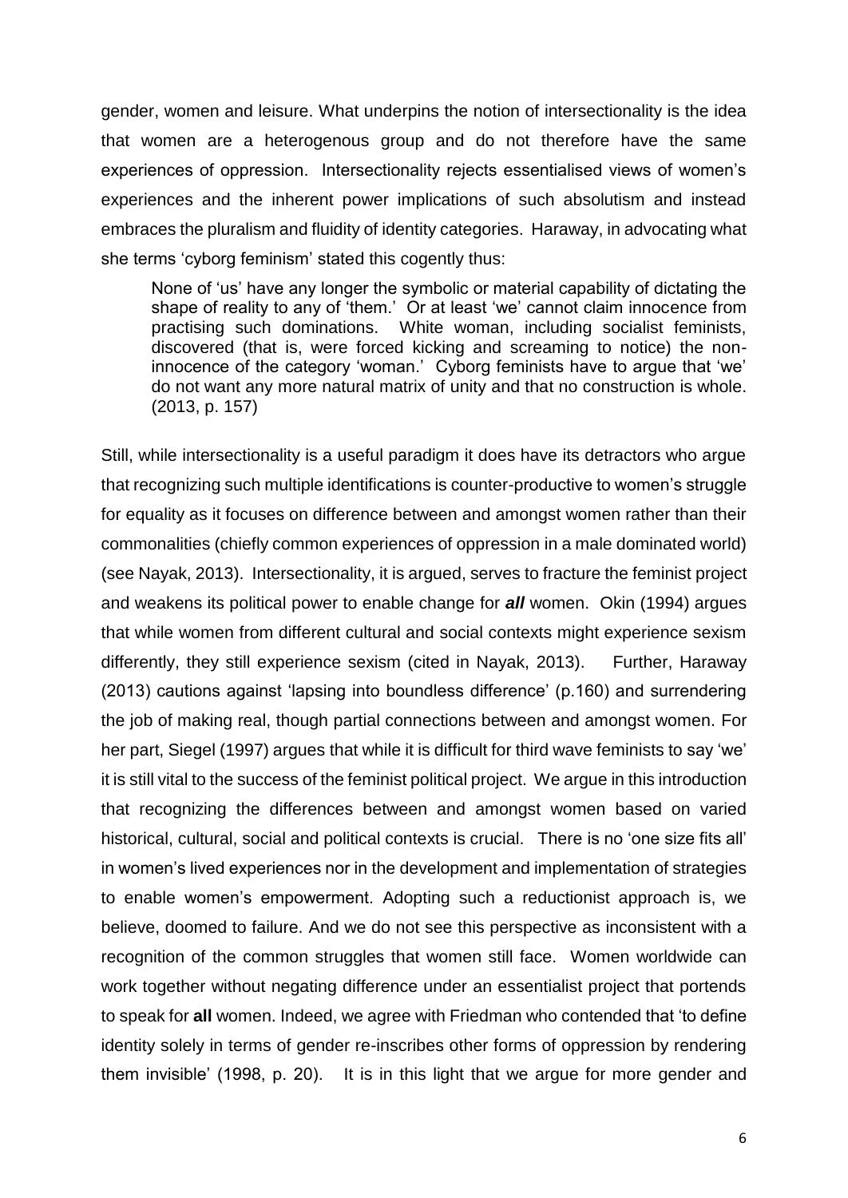gender, women and leisure. What underpins the notion of intersectionality is the idea that women are a heterogenous group and do not therefore have the same experiences of oppression. Intersectionality rejects essentialised views of women's experiences and the inherent power implications of such absolutism and instead embraces the pluralism and fluidity of identity categories. Haraway, in advocating what she terms 'cyborg feminism' stated this cogently thus:

> None of 'us' have any longer the symbolic or material capability of dictating the shape of reality to any of 'them.' Or at least 'we' cannot claim innocence from practising such dominations. White woman, including socialist feminists, discovered (that is, were forced kicking and screaming to notice) the non-innocence of the category 'woman.' Cyborg feminists have to argue that 'we' do not want any more natural matrix of unity and that no construction is whole. (2013, p. 157)

Still, while intersectionality is a useful paradigm it does have its detractors who argue that recognizing such multiple identifications is counter-productive to women's struggle for equality as it focuses on difference between and amongst women rather than their commonalities (chiefly common experiences of oppression in a male dominated world) (see Nayak, 2013). Intersectionality, it is argued, serves to fracture the feminist project and weakens its political power to enable change for ***all*** women. Okin (1994) argues that while women from different cultural and social contexts might experience sexism differently, they still experience sexism (cited in Nayak, 2013). Further, Haraway (2013) cautions against 'lapsing into boundless difference' (p.160) and surrendering the job of making real, though partial connections between and amongst women. For her part, Siegel (1997) argues that while it is difficult for third wave feminists to say 'we' it is still vital to the success of the feminist political project. We argue in this introduction that recognizing the differences between and amongst women based on varied historical, cultural, social and political contexts is crucial. There is no 'one size fits all' in women's lived experiences nor in the development and implementation of strategies to enable women's empowerment. Adopting such a reductionist approach is, we believe, doomed to failure. And we do not see this perspective as inconsistent with a recognition of the common struggles that women still face. Women worldwide can work together without negating difference under an essentialist project that portends to speak for **all** women. Indeed, we agree with Friedman who contended that 'to define identity solely in terms of gender re-inscribes other forms of oppression by rendering them invisible' (1998, p. 20). It is in this light that we argue for more gender and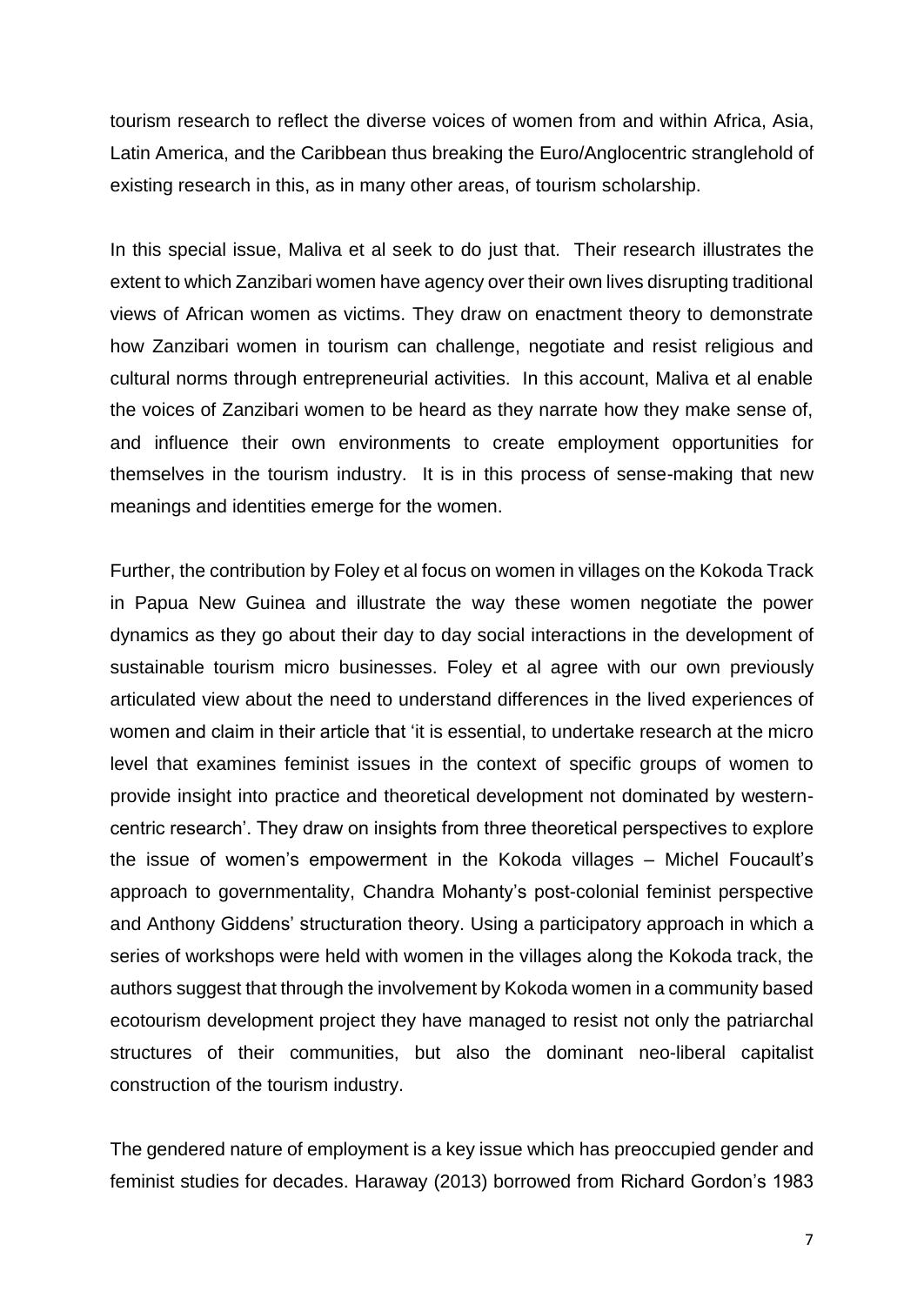tourism research to reflect the diverse voices of women from and within Africa, Asia, Latin America, and the Caribbean thus breaking the Euro/Anglocentric stranglehold of existing research in this, as in many other areas, of tourism scholarship.

In this special issue, Maliva et al seek to do just that. Their research illustrates the extent to which Zanzibari women have agency over their own lives disrupting traditional views of African women as victims. They draw on enactment theory to demonstrate how Zanzibari women in tourism can challenge, negotiate and resist religious and cultural norms through entrepreneurial activities. In this account, Maliva et al enable the voices of Zanzibari women to be heard as they narrate how they make sense of, and influence their own environments to create employment opportunities for themselves in the tourism industry. It is in this process of sense-making that new meanings and identities emerge for the women.

Further, the contribution by Foley et al focus on women in villages on the Kokoda Track in Papua New Guinea and illustrate the way these women negotiate the power dynamics as they go about their day to day social interactions in the development of sustainable tourism micro businesses. Foley et al agree with our own previously articulated view about the need to understand differences in the lived experiences of women and claim in their article that 'it is essential, to undertake research at the micro level that examines feminist issues in the context of specific groups of women to provide insight into practice and theoretical development not dominated by western-centric research'. They draw on insights from three theoretical perspectives to explore the issue of women's empowerment in the Kokoda villages – Michel Foucault's approach to governmentality, Chandra Mohanty's post-colonial feminist perspective and Anthony Giddens' structuration theory. Using a participatory approach in which a series of workshops were held with women in the villages along the Kokoda track, the authors suggest that through the involvement by Kokoda women in a community based ecotourism development project they have managed to resist not only the patriarchal structures of their communities, but also the dominant neo-liberal capitalist construction of the tourism industry.

The gendered nature of employment is a key issue which has preoccupied gender and feminist studies for decades. Haraway (2013) borrowed from Richard Gordon's 1983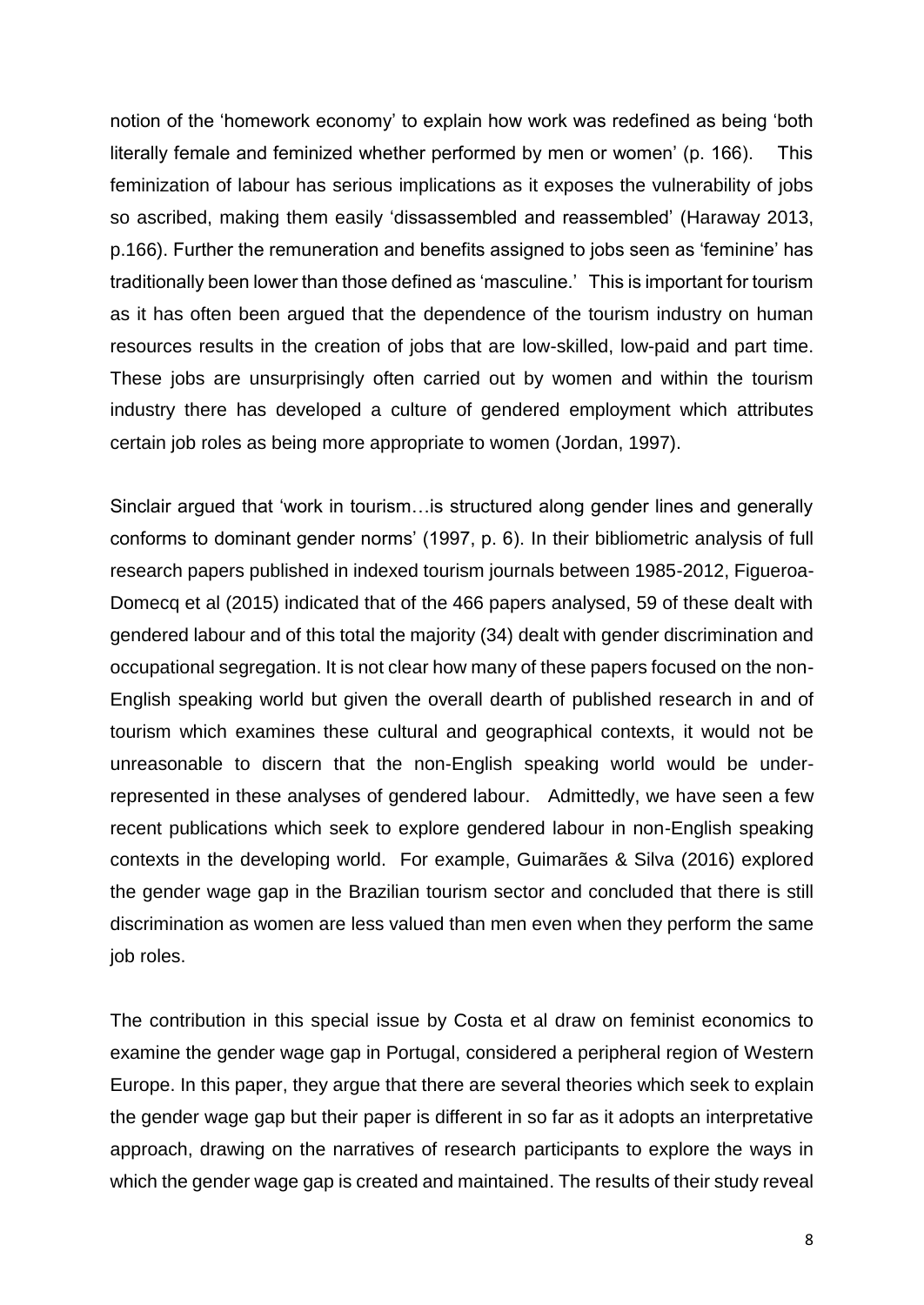notion of the 'homework economy' to explain how work was redefined as being 'both literally female and feminized whether performed by men or women' (p. 166). This feminization of labour has serious implications as it exposes the vulnerability of jobs so ascribed, making them easily 'dissassembled and reassembled' (Haraway 2013, p.166). Further the remuneration and benefits assigned to jobs seen as 'feminine' has traditionally been lower than those defined as 'masculine.' This is important for tourism as it has often been argued that the dependence of the tourism industry on human resources results in the creation of jobs that are low-skilled, low-paid and part time. These jobs are unsurprisingly often carried out by women and within the tourism industry there has developed a culture of gendered employment which attributes certain job roles as being more appropriate to women (Jordan, 1997).

Sinclair argued that 'work in tourism…is structured along gender lines and generally conforms to dominant gender norms' (1997, p. 6). In their bibliometric analysis of full research papers published in indexed tourism journals between 1985-2012, Figueroa-Domecq et al (2015) indicated that of the 466 papers analysed, 59 of these dealt with gendered labour and of this total the majority (34) dealt with gender discrimination and occupational segregation. It is not clear how many of these papers focused on the non-English speaking world but given the overall dearth of published research in and of tourism which examines these cultural and geographical contexts, it would not be unreasonable to discern that the non-English speaking world would be under-represented in these analyses of gendered labour. Admittedly, we have seen a few recent publications which seek to explore gendered labour in non-English speaking contexts in the developing world. For example, Guimarães & Silva (2016) explored the gender wage gap in the Brazilian tourism sector and concluded that there is still discrimination as women are less valued than men even when they perform the same job roles.

The contribution in this special issue by Costa et al draw on feminist economics to examine the gender wage gap in Portugal, considered a peripheral region of Western Europe. In this paper, they argue that there are several theories which seek to explain the gender wage gap but their paper is different in so far as it adopts an interpretative approach, drawing on the narratives of research participants to explore the ways in which the gender wage gap is created and maintained. The results of their study reveal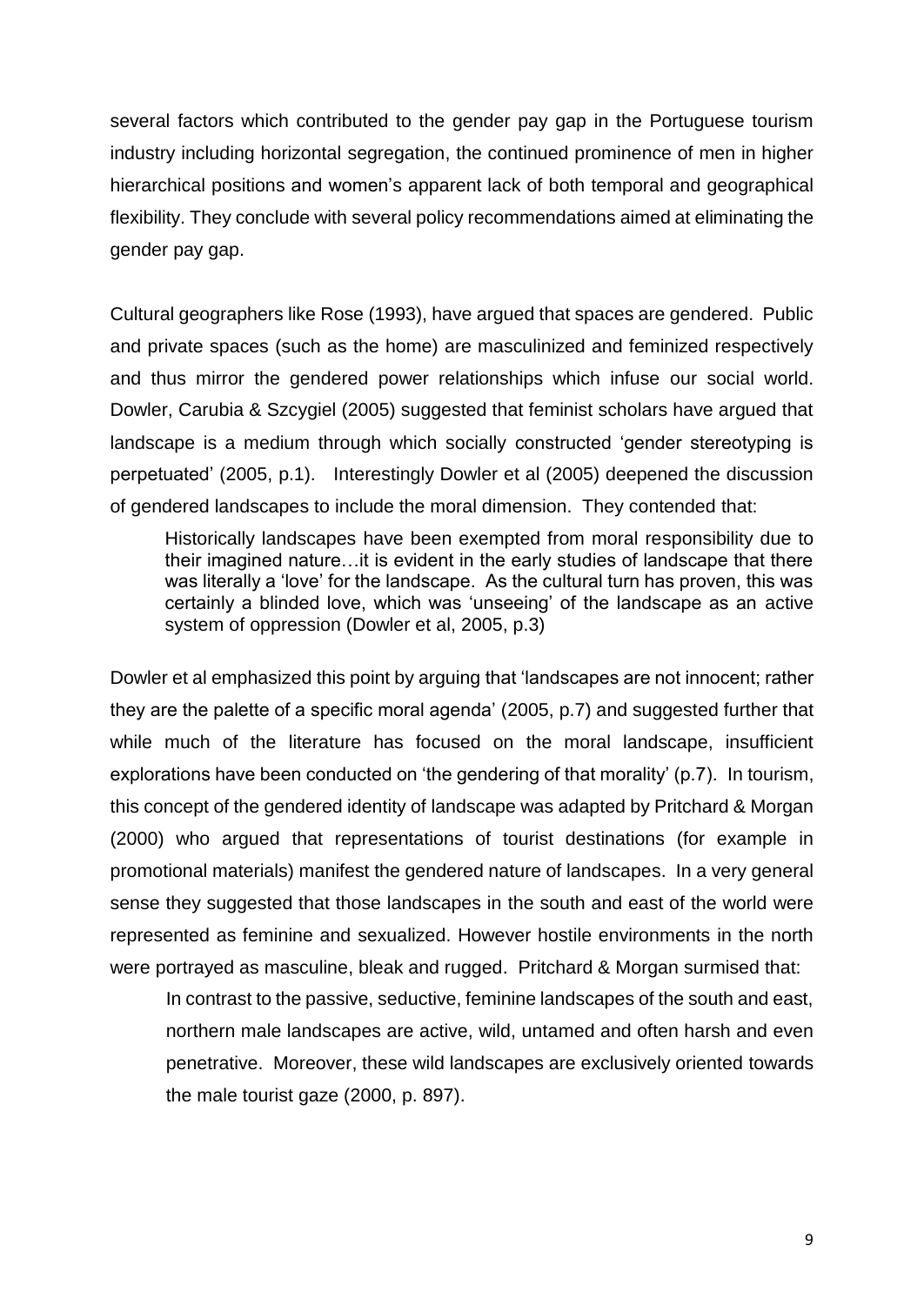several factors which contributed to the gender pay gap in the Portuguese tourism industry including horizontal segregation, the continued prominence of men in higher hierarchical positions and women's apparent lack of both temporal and geographical flexibility. They conclude with several policy recommendations aimed at eliminating the gender pay gap.

Cultural geographers like Rose (1993), have argued that spaces are gendered. Public and private spaces (such as the home) are masculinized and feminized respectively and thus mirror the gendered power relationships which infuse our social world. Dowler, Carubia & Szcygiel (2005) suggested that feminist scholars have argued that landscape is a medium through which socially constructed 'gender stereotyping is perpetuated' (2005, p.1). Interestingly Dowler et al (2005) deepened the discussion of gendered landscapes to include the moral dimension. They contended that:

> Historically landscapes have been exempted from moral responsibility due to their imagined nature…it is evident in the early studies of landscape that there was literally a 'love' for the landscape. As the cultural turn has proven, this was certainly a blinded love, which was 'unseeing' of the landscape as an active system of oppression (Dowler et al, 2005, p.3)

Dowler et al emphasized this point by arguing that 'landscapes are not innocent; rather they are the palette of a specific moral agenda' (2005, p.7) and suggested further that while much of the literature has focused on the moral landscape, insufficient explorations have been conducted on 'the gendering of that morality' (p.7). In tourism, this concept of the gendered identity of landscape was adapted by Pritchard & Morgan (2000) who argued that representations of tourist destinations (for example in promotional materials) manifest the gendered nature of landscapes. In a very general sense they suggested that those landscapes in the south and east of the world were represented as feminine and sexualized. However hostile environments in the north were portrayed as masculine, bleak and rugged. Pritchard & Morgan surmised that:

> In contrast to the passive, seductive, feminine landscapes of the south and east, northern male landscapes are active, wild, untamed and often harsh and even penetrative. Moreover, these wild landscapes are exclusively oriented towards the male tourist gaze (2000, p. 897).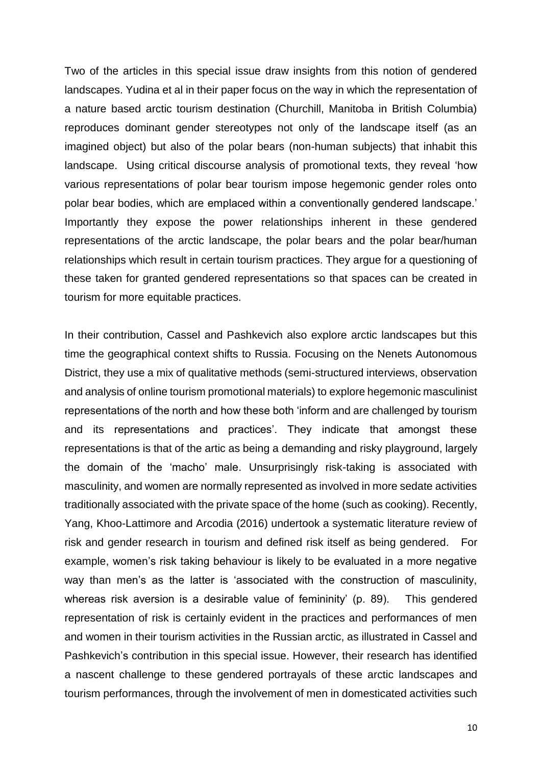Two of the articles in this special issue draw insights from this notion of gendered landscapes. Yudina et al in their paper focus on the way in which the representation of a nature based arctic tourism destination (Churchill, Manitoba in British Columbia) reproduces dominant gender stereotypes not only of the landscape itself (as an imagined object) but also of the polar bears (non-human subjects) that inhabit this landscape. Using critical discourse analysis of promotional texts, they reveal 'how various representations of polar bear tourism impose hegemonic gender roles onto polar bear bodies, which are emplaced within a conventionally gendered landscape.' Importantly they expose the power relationships inherent in these gendered representations of the arctic landscape, the polar bears and the polar bear/human relationships which result in certain tourism practices. They argue for a questioning of these taken for granted gendered representations so that spaces can be created in tourism for more equitable practices.

In their contribution, Cassel and Pashkevich also explore arctic landscapes but this time the geographical context shifts to Russia. Focusing on the Nenets Autonomous District, they use a mix of qualitative methods (semi-structured interviews, observation and analysis of online tourism promotional materials) to explore hegemonic masculinist representations of the north and how these both 'inform and are challenged by tourism and its representations and practices'. They indicate that amongst these representations is that of the artic as being a demanding and risky playground, largely the domain of the 'macho' male. Unsurprisingly risk-taking is associated with masculinity, and women are normally represented as involved in more sedate activities traditionally associated with the private space of the home (such as cooking). Recently, Yang, Khoo-Lattimore and Arcodia (2016) undertook a systematic literature review of risk and gender research in tourism and defined risk itself as being gendered. For example, women's risk taking behaviour is likely to be evaluated in a more negative way than men's as the latter is 'associated with the construction of masculinity, whereas risk aversion is a desirable value of femininity' (p. 89). This gendered representation of risk is certainly evident in the practices and performances of men and women in their tourism activities in the Russian arctic, as illustrated in Cassel and Pashkevich's contribution in this special issue. However, their research has identified a nascent challenge to these gendered portrayals of these arctic landscapes and tourism performances, through the involvement of men in domesticated activities such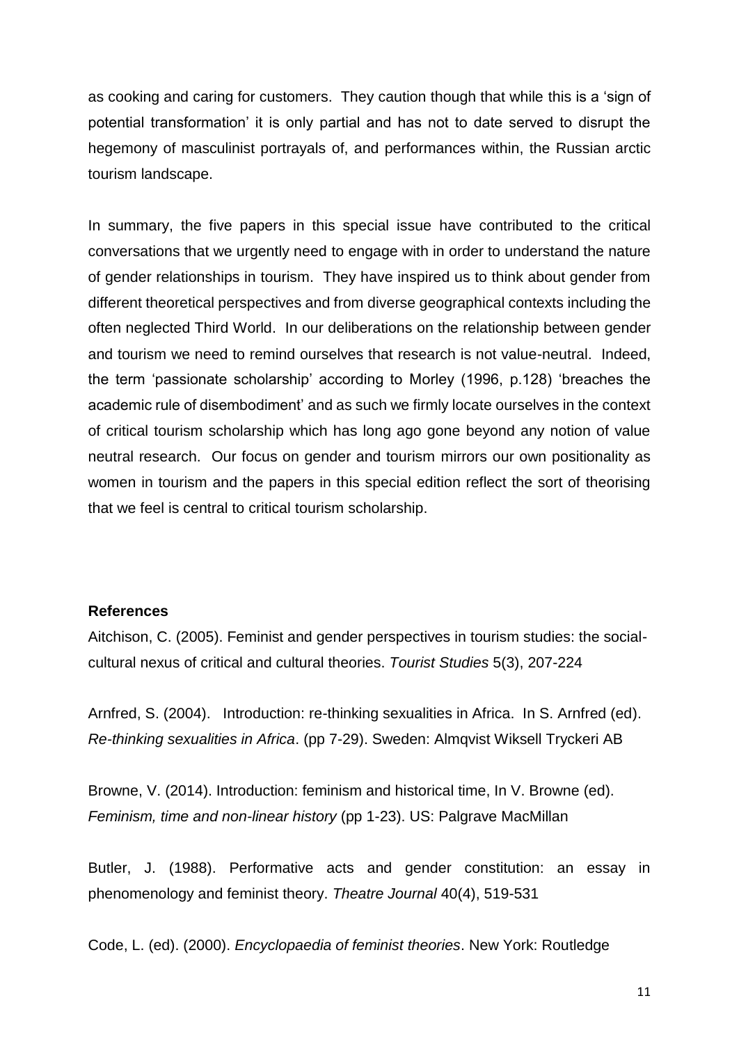as cooking and caring for customers. They caution though that while this is a 'sign of potential transformation' it is only partial and has not to date served to disrupt the hegemony of masculinist portrayals of, and performances within, the Russian arctic tourism landscape.

In summary, the five papers in this special issue have contributed to the critical conversations that we urgently need to engage with in order to understand the nature of gender relationships in tourism. They have inspired us to think about gender from different theoretical perspectives and from diverse geographical contexts including the often neglected Third World. In our deliberations on the relationship between gender and tourism we need to remind ourselves that research is not value-neutral. Indeed, the term 'passionate scholarship' according to Morley (1996, p.128) 'breaches the academic rule of disembodiment' and as such we firmly locate ourselves in the context of critical tourism scholarship which has long ago gone beyond any notion of value neutral research. Our focus on gender and tourism mirrors our own positionality as women in tourism and the papers in this special edition reflect the sort of theorising that we feel is central to critical tourism scholarship.

**References**

Aitchison, C. (2005). Feminist and gender perspectives in tourism studies: the social-cultural nexus of critical and cultural theories. *Tourist Studies* 5(3), 207-224

Arnfred, S. (2004). Introduction: re-thinking sexualities in Africa. In S. Arnfred (ed). *Re-thinking sexualities in Africa*. (pp 7-29). Sweden: Almqvist Wiksell Tryckeri AB

Browne, V. (2014). Introduction: feminism and historical time, In V. Browne (ed). *Feminism, time and non-linear history* (pp 1-23). US: Palgrave MacMillan

Butler, J. (1988). Performative acts and gender constitution: an essay in phenomenology and feminist theory. *Theatre Journal* 40(4), 519-531

Code, L. (ed). (2000). *Encyclopaedia of feminist theories*. New York: Routledge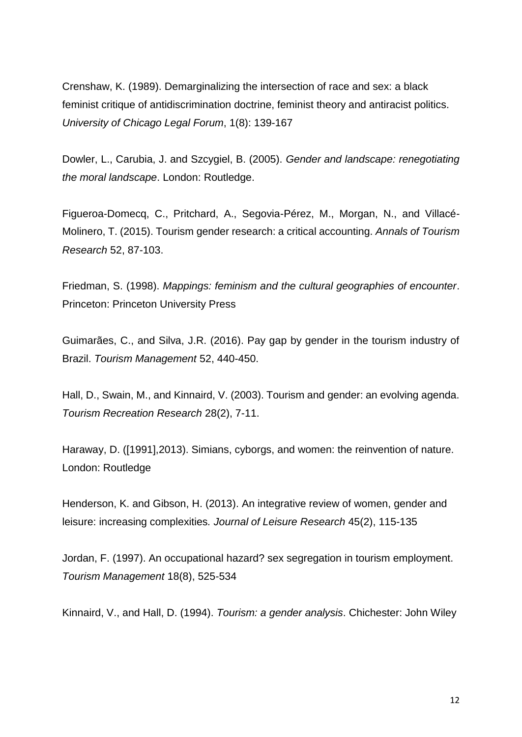Crenshaw, K. (1989). Demarginalizing the intersection of race and sex: a black feminist critique of antidiscrimination doctrine, feminist theory and antiracist politics. *University of Chicago Legal Forum*, 1(8): 139-167

Dowler, L., Carubia, J. and Szcygiel, B. (2005). *Gender and landscape: renegotiating the moral landscape*. London: Routledge.

Figueroa-Domecq, C., Pritchard, A., Segovia-Pérez, M., Morgan, N., and Villacé-Molinero, T. (2015). Tourism gender research: a critical accounting. *Annals of Tourism Research* 52, 87-103.

Friedman, S. (1998). *Mappings: feminism and the cultural geographies of encounter*. Princeton: Princeton University Press

Guimarães, C., and Silva, J.R. (2016). Pay gap by gender in the tourism industry of Brazil. *Tourism Management* 52, 440-450.

Hall, D., Swain, M., and Kinnaird, V. (2003). Tourism and gender: an evolving agenda. *Tourism Recreation Research* 28(2), 7-11.

Haraway, D. ([1991],2013). Simians, cyborgs, and women: the reinvention of nature. London: Routledge

Henderson, K. and Gibson, H. (2013). An integrative review of women, gender and leisure: increasing complexities. *Journal of Leisure Research* 45(2), 115-135

Jordan, F. (1997). An occupational hazard? sex segregation in tourism employment. *Tourism Management* 18(8), 525-534

Kinnaird, V., and Hall, D. (1994). *Tourism: a gender analysis*. Chichester: John Wiley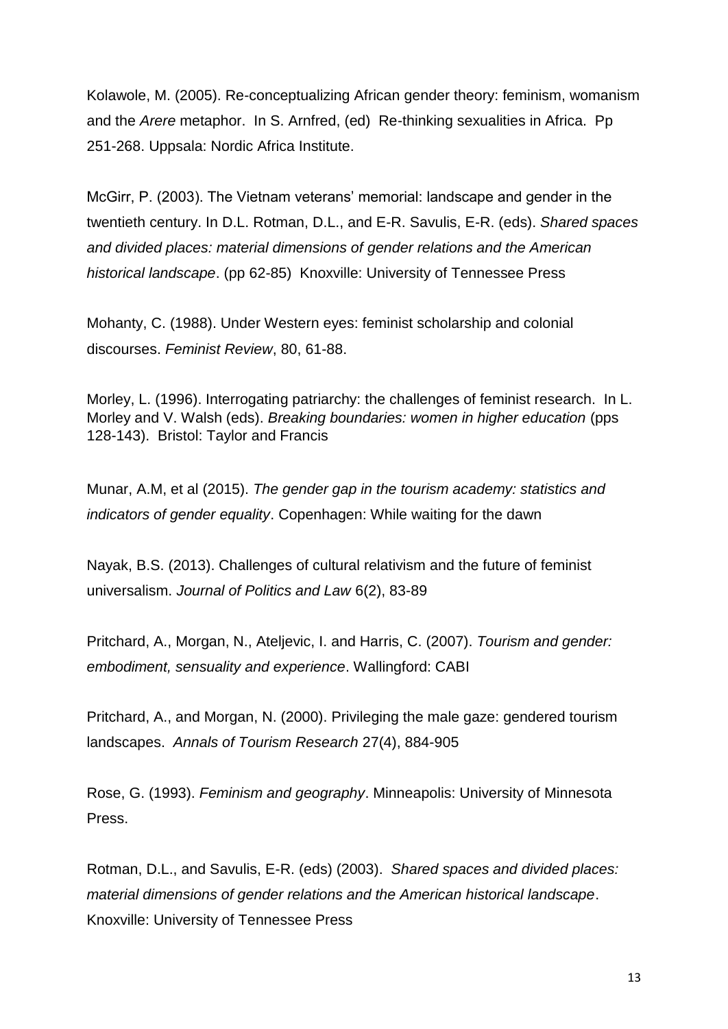Kolawole, M. (2005). Re-conceptualizing African gender theory: feminism, womanism and the *Arere* metaphor. In S. Arnfred, (ed) Re-thinking sexualities in Africa. Pp 251-268. Uppsala: Nordic Africa Institute.

McGirr, P. (2003). The Vietnam veterans' memorial: landscape and gender in the twentieth century. In D.L. Rotman, D.L., and E-R. Savulis, E-R. (eds). *Shared spaces and divided places: material dimensions of gender relations and the American historical landscape*. (pp 62-85) Knoxville: University of Tennessee Press

Mohanty, C. (1988). Under Western eyes: feminist scholarship and colonial discourses. *Feminist Review*, 80, 61-88.

Morley, L. (1996). Interrogating patriarchy: the challenges of feminist research. In L. Morley and V. Walsh (eds). *Breaking boundaries: women in higher education* (pps 128-143). Bristol: Taylor and Francis

Munar, A.M, et al (2015). *The gender gap in the tourism academy: statistics and indicators of gender equality*. Copenhagen: While waiting for the dawn

Nayak, B.S. (2013). Challenges of cultural relativism and the future of feminist universalism. *Journal of Politics and Law* 6(2), 83-89

Pritchard, A., Morgan, N., Ateljevic, I. and Harris, C. (2007). *Tourism and gender: embodiment, sensuality and experience*. Wallingford: CABI

Pritchard, A., and Morgan, N. (2000). Privileging the male gaze: gendered tourism landscapes. *Annals of Tourism Research* 27(4), 884-905

Rose, G. (1993). *Feminism and geography*. Minneapolis: University of Minnesota Press.

Rotman, D.L., and Savulis, E-R. (eds) (2003). *Shared spaces and divided places: material dimensions of gender relations and the American historical landscape*. Knoxville: University of Tennessee Press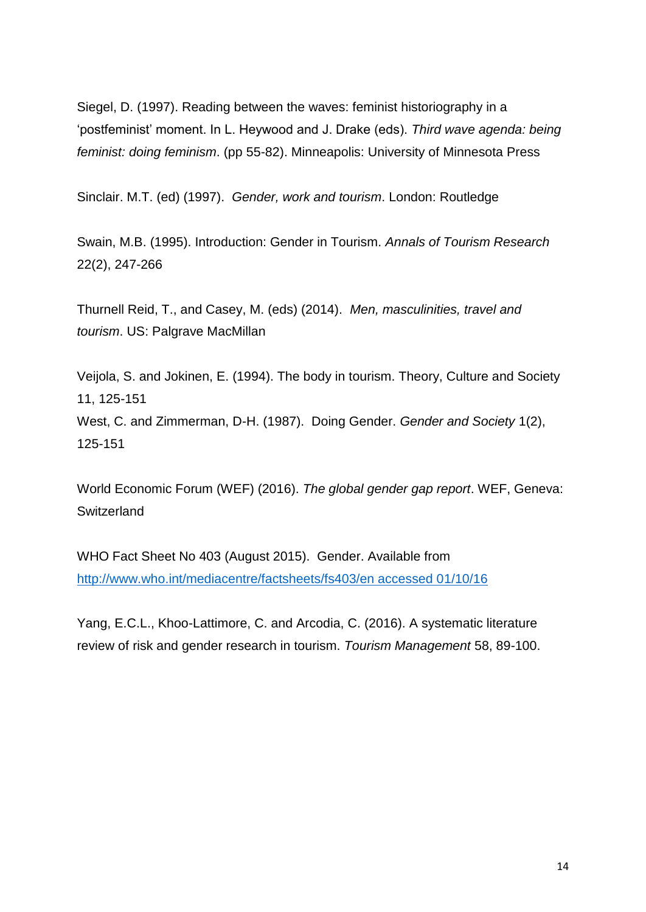Siegel, D. (1997). Reading between the waves: feminist historiography in a 'postfeminist' moment. In L. Heywood and J. Drake (eds). *Third wave agenda: being feminist: doing feminism*. (pp 55-82). Minneapolis: University of Minnesota Press

Sinclair. M.T. (ed) (1997). *Gender, work and tourism*. London: Routledge

Swain, M.B. (1995). Introduction: Gender in Tourism. *Annals of Tourism Research* 22(2), 247-266

Thurnell Reid, T., and Casey, M. (eds) (2014). *Men, masculinities, travel and tourism*. US: Palgrave MacMillan

Veijola, S. and Jokinen, E. (1994). The body in tourism. Theory, Culture and Society 11, 125-151

West, C. and Zimmerman, D-H. (1987). Doing Gender. *Gender and Society* 1(2), 125-151

World Economic Forum (WEF) (2016). *The global gender gap report*. WEF, Geneva: Switzerland

WHO Fact Sheet No 403 (August 2015). Gender. Available from http://www.who.int/mediacentre/factsheets/fs403/en accessed 01/10/16

Yang, E.C.L., Khoo-Lattimore, C. and Arcodia, C. (2016). A systematic literature review of risk and gender research in tourism. *Tourism Management* 58, 89-100.